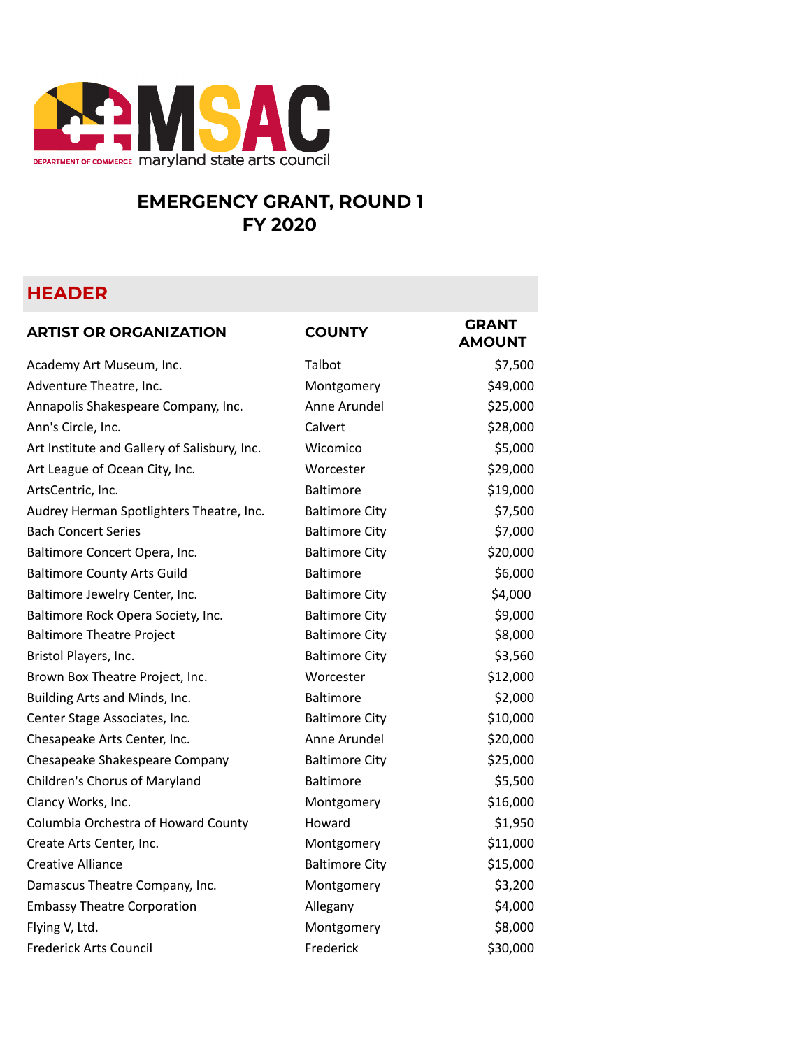maryland state arts council

# EMERGENCY GRANT, ROUND 1
# FY 2020

## HEADER

| ARTIST OR ORGANIZATION | COUNTY | GRANT AMOUNT |
|---|---|---|
| Academy Art Museum, Inc. | Talbot | $7,500 |
| Adventure Theatre, Inc. | Montgomery | $49,000 |
| Annapolis Shakespeare Company, Inc. | Anne Arundel | $25,000 |
| Ann's Circle, Inc. | Calvert | $28,000 |
| Art Institute and Gallery of Salisbury, Inc. | Wicomico | $5,000 |
| Art League of Ocean City, Inc. | Worcester | $29,000 |
| ArtsCentric, Inc. | Baltimore | $19,000 |
| Audrey Herman Spotlighters Theatre, Inc. | Baltimore City | $7,500 |
| Bach Concert Series | Baltimore City | $7,000 |
| Baltimore Concert Opera, Inc. | Baltimore City | $20,000 |
| Baltimore County Arts Guild | Baltimore | $6,000 |
| Baltimore Jewelry Center, Inc. | Baltimore City | $4,000 |
| Baltimore Rock Opera Society, Inc. | Baltimore City | $9,000 |
| Baltimore Theatre Project | Baltimore City | $8,000 |
| Bristol Players, Inc. | Baltimore City | $3,560 |
| Brown Box Theatre Project, Inc. | Worcester | $12,000 |
| Building Arts and Minds, Inc. | Baltimore | $2,000 |
| Center Stage Associates, Inc. | Baltimore City | $10,000 |
| Chesapeake Arts Center, Inc. | Anne Arundel | $20,000 |
| Chesapeake Shakespeare Company | Baltimore City | $25,000 |
| Children's Chorus of Maryland | Baltimore | $5,500 |
| Clancy Works, Inc. | Montgomery | $16,000 |
| Columbia Orchestra of Howard County | Howard | $1,950 |
| Create Arts Center, Inc. | Montgomery | $11,000 |
| Creative Alliance | Baltimore City | $15,000 |
| Damascus Theatre Company, Inc. | Montgomery | $3,200 |
| Embassy Theatre Corporation | Allegany | $4,000 |
| Flying V, Ltd. | Montgomery | $8,000 |
| Frederick Arts Council | Frederick | $30,000 |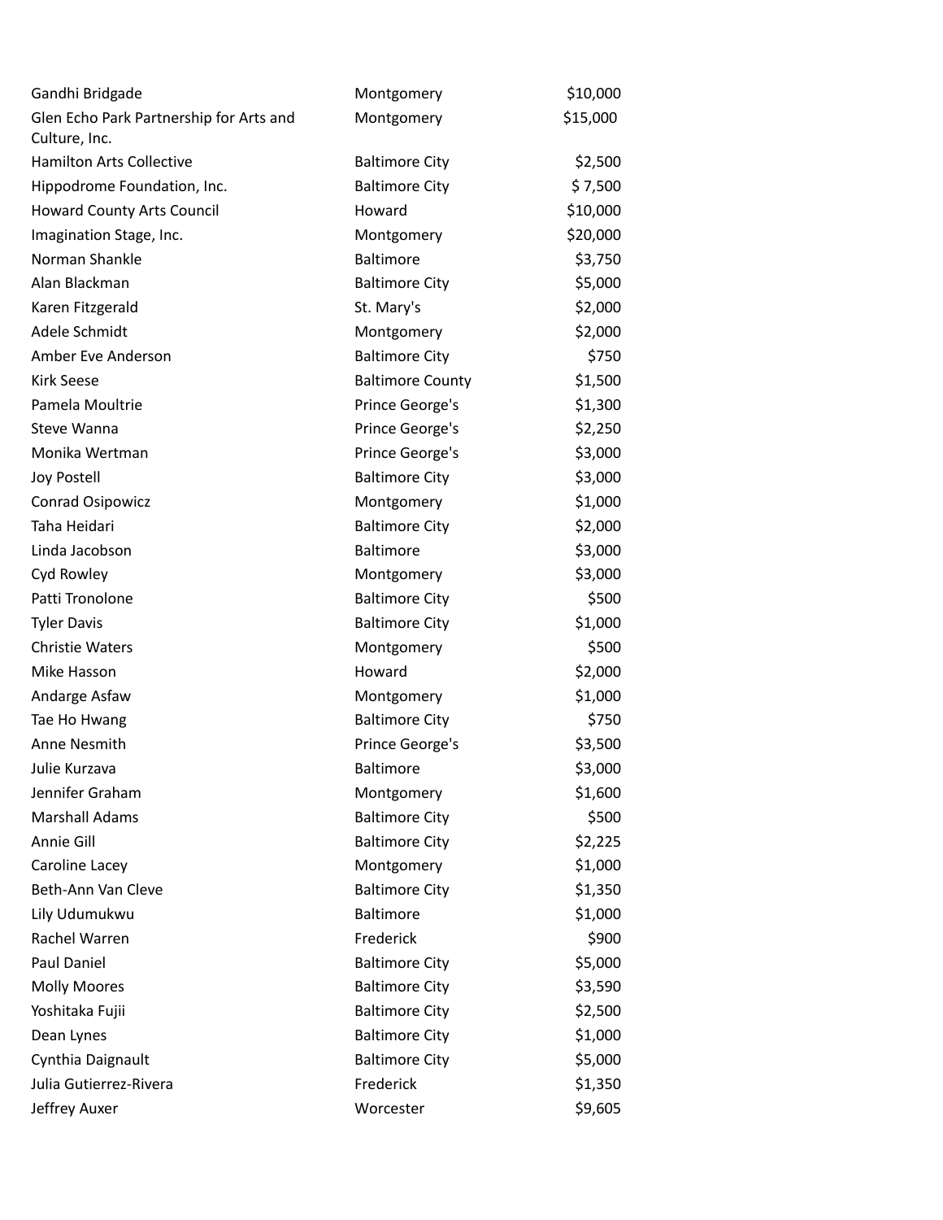| | | |
|---|---|---|
| Gandhi Bridgade | Montgomery | $10,000 |
| Glen Echo Park Partnership for Arts and Culture, Inc. | Montgomery | $15,000 |
| Hamilton Arts Collective | Baltimore City | $2,500 |
| Hippodrome Foundation, Inc. | Baltimore City | $ 7,500 |
| Howard County Arts Council | Howard | $10,000 |
| Imagination Stage, Inc. | Montgomery | $20,000 |
| Norman Shankle | Baltimore | $3,750 |
| Alan Blackman | Baltimore City | $5,000 |
| Karen Fitzgerald | St. Mary's | $2,000 |
| Adele Schmidt | Montgomery | $2,000 |
| Amber Eve Anderson | Baltimore City | $750 |
| Kirk Seese | Baltimore County | $1,500 |
| Pamela Moultrie | Prince George's | $1,300 |
| Steve Wanna | Prince George's | $2,250 |
| Monika Wertman | Prince George's | $3,000 |
| Joy Postell | Baltimore City | $3,000 |
| Conrad Osipowicz | Montgomery | $1,000 |
| Taha Heidari | Baltimore City | $2,000 |
| Linda Jacobson | Baltimore | $3,000 |
| Cyd Rowley | Montgomery | $3,000 |
| Patti Tronolone | Baltimore City | $500 |
| Tyler Davis | Baltimore City | $1,000 |
| Christie Waters | Montgomery | $500 |
| Mike Hasson | Howard | $2,000 |
| Andarge Asfaw | Montgomery | $1,000 |
| Tae Ho Hwang | Baltimore City | $750 |
| Anne Nesmith | Prince George's | $3,500 |
| Julie Kurzava | Baltimore | $3,000 |
| Jennifer Graham | Montgomery | $1,600 |
| Marshall Adams | Baltimore City | $500 |
| Annie Gill | Baltimore City | $2,225 |
| Caroline Lacey | Montgomery | $1,000 |
| Beth-Ann Van Cleve | Baltimore City | $1,350 |
| Lily Udumukwu | Baltimore | $1,000 |
| Rachel Warren | Frederick | $900 |
| Paul Daniel | Baltimore City | $5,000 |
| Molly Moores | Baltimore City | $3,590 |
| Yoshitaka Fujii | Baltimore City | $2,500 |
| Dean Lynes | Baltimore City | $1,000 |
| Cynthia Daignault | Baltimore City | $5,000 |
| Julia Gutierrez-Rivera | Frederick | $1,350 |
| Jeffrey Auxer | Worcester | $9,605 |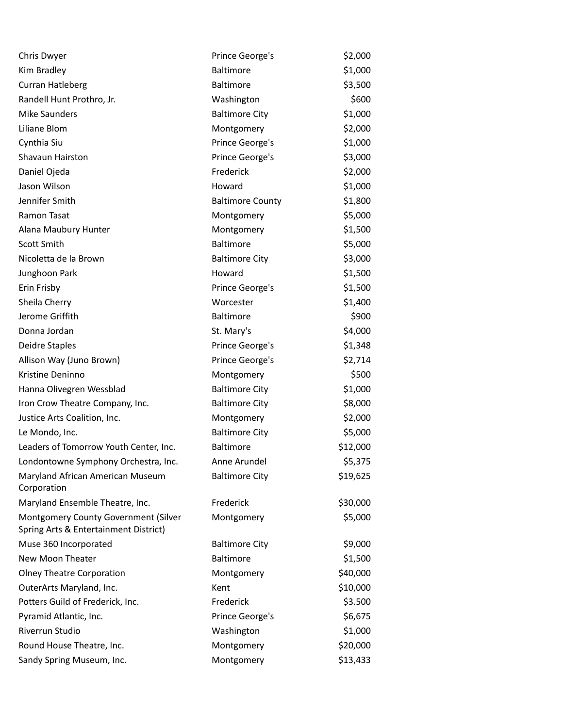| | | |
|---|---|---|
| Chris Dwyer | Prince George's | $2,000 |
| Kim Bradley | Baltimore | $1,000 |
| Curran Hatleberg | Baltimore | $3,500 |
| Randell Hunt Prothro, Jr. | Washington | $600 |
| Mike Saunders | Baltimore City | $1,000 |
| Liliane Blom | Montgomery | $2,000 |
| Cynthia Siu | Prince George's | $1,000 |
| Shavaun Hairston | Prince George's | $3,000 |
| Daniel Ojeda | Frederick | $2,000 |
| Jason Wilson | Howard | $1,000 |
| Jennifer Smith | Baltimore County | $1,800 |
| Ramon Tasat | Montgomery | $5,000 |
| Alana Maubury Hunter | Montgomery | $1,500 |
| Scott Smith | Baltimore | $5,000 |
| Nicoletta de la Brown | Baltimore City | $3,000 |
| Junghoon Park | Howard | $1,500 |
| Erin Frisby | Prince George's | $1,500 |
| Sheila Cherry | Worcester | $1,400 |
| Jerome Griffith | Baltimore | $900 |
| Donna Jordan | St. Mary's | $4,000 |
| Deidre Staples | Prince George's | $1,348 |
| Allison Way (Juno Brown) | Prince George's | $2,714 |
| Kristine Deninno | Montgomery | $500 |
| Hanna Olivegren Wessblad | Baltimore City | $1,000 |
| Iron Crow Theatre Company, Inc. | Baltimore City | $8,000 |
| Justice Arts Coalition, Inc. | Montgomery | $2,000 |
| Le Mondo, Inc. | Baltimore City | $5,000 |
| Leaders of Tomorrow Youth Center, Inc. | Baltimore | $12,000 |
| Londontowne Symphony Orchestra, Inc. | Anne Arundel | $5,375 |
| Maryland African American Museum Corporation | Baltimore City | $19,625 |
| Maryland Ensemble Theatre, Inc. | Frederick | $30,000 |
| Montgomery County Government (Silver Spring Arts & Entertainment District) | Montgomery | $5,000 |
| Muse 360 Incorporated | Baltimore City | $9,000 |
| New Moon Theater | Baltimore | $1,500 |
| Olney Theatre Corporation | Montgomery | $40,000 |
| OuterArts Maryland, Inc. | Kent | $10,000 |
| Potters Guild of Frederick, Inc. | Frederick | $3.500 |
| Pyramid Atlantic, Inc. | Prince George's | $6,675 |
| Riverrun Studio | Washington | $1,000 |
| Round House Theatre, Inc. | Montgomery | $20,000 |
| Sandy Spring Museum, Inc. | Montgomery | $13,433 |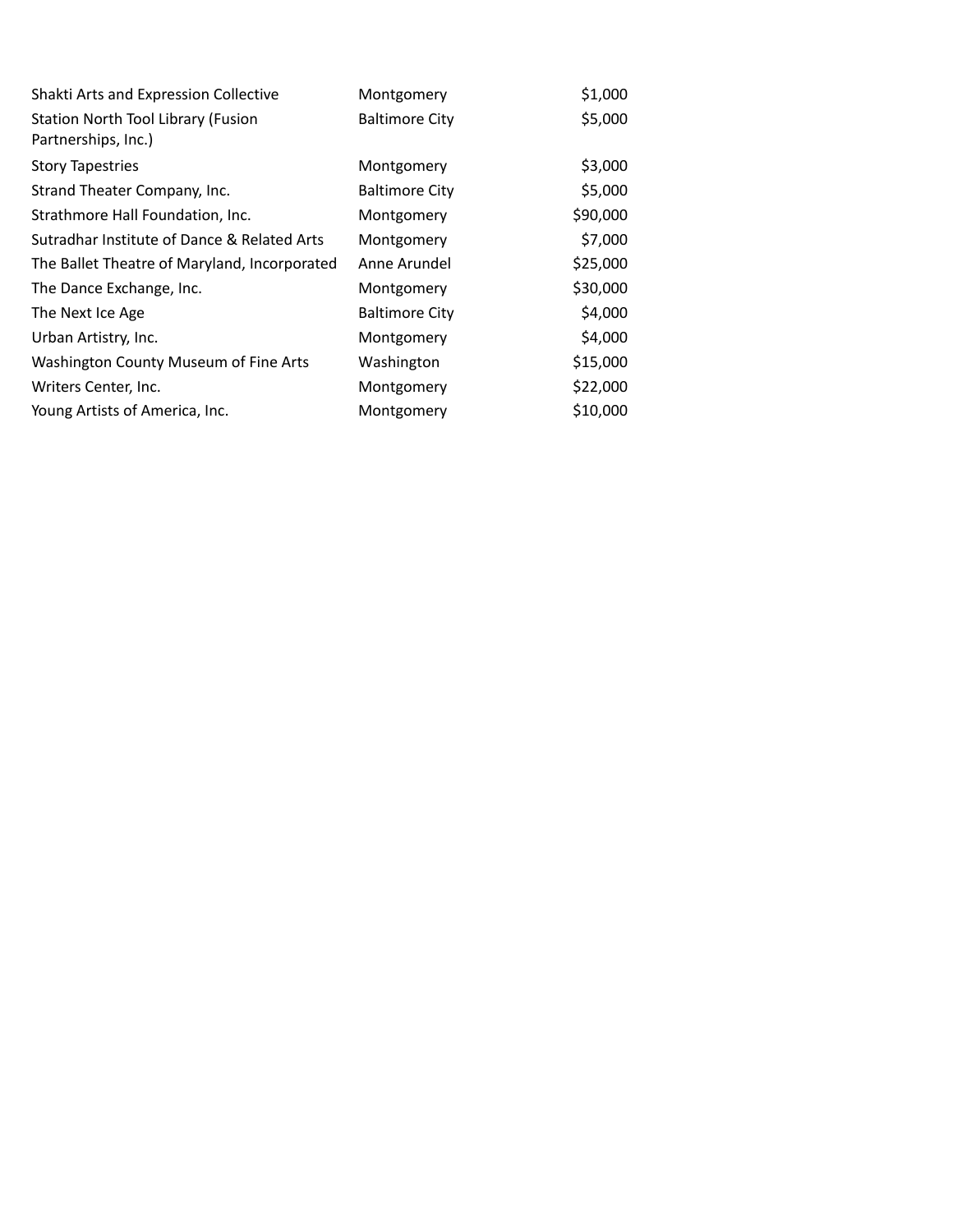| | | |
|---|---|---|
| Shakti Arts and Expression Collective | Montgomery | $1,000 |
| Station North Tool Library (Fusion Partnerships, Inc.) | Baltimore City | $5,000 |
| Story Tapestries | Montgomery | $3,000 |
| Strand Theater Company, Inc. | Baltimore City | $5,000 |
| Strathmore Hall Foundation, Inc. | Montgomery | $90,000 |
| Sutradhar Institute of Dance & Related Arts | Montgomery | $7,000 |
| The Ballet Theatre of Maryland, Incorporated | Anne Arundel | $25,000 |
| The Dance Exchange, Inc. | Montgomery | $30,000 |
| The Next Ice Age | Baltimore City | $4,000 |
| Urban Artistry, Inc. | Montgomery | $4,000 |
| Washington County Museum of Fine Arts | Washington | $15,000 |
| Writers Center, Inc. | Montgomery | $22,000 |
| Young Artists of America, Inc. | Montgomery | $10,000 |